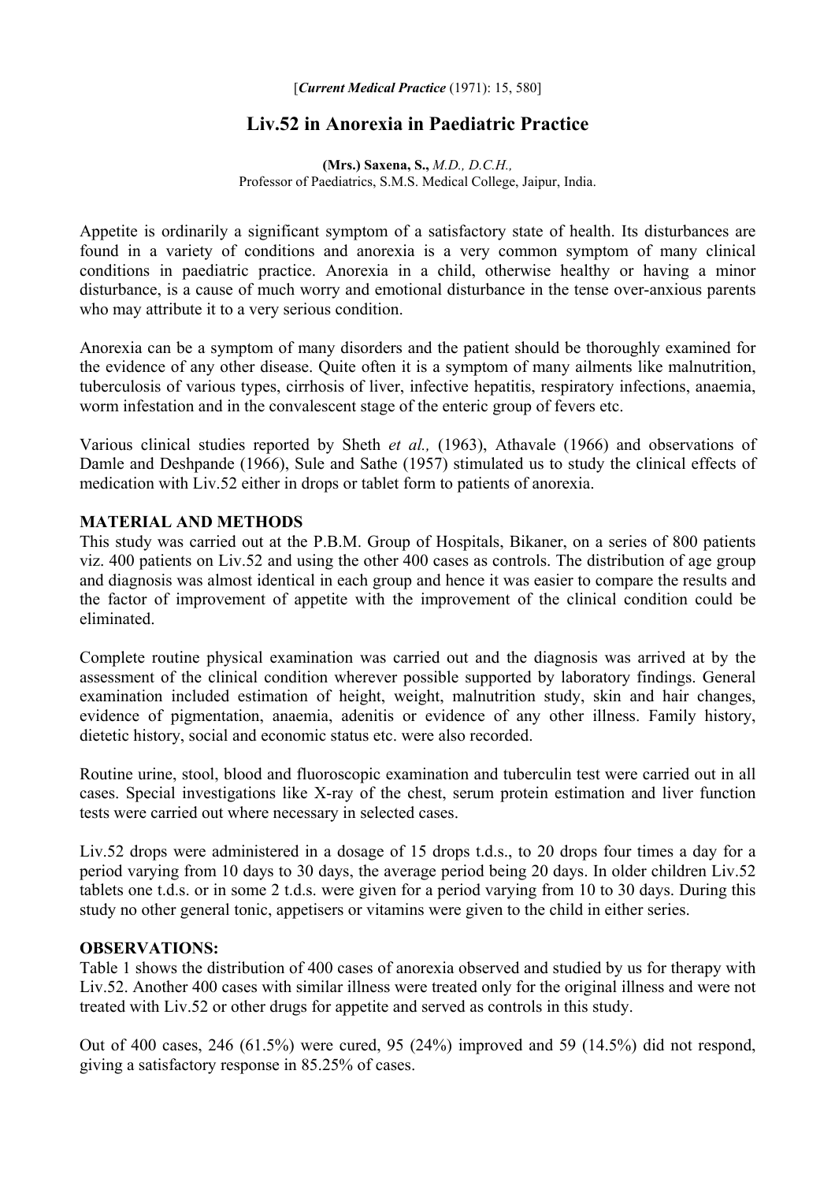[*Current Medical Practice* (1971): 15, 580]

# Liv.52 in Anorexia in Paediatric Practice

**(Mrs.) Saxena, S.,** *M.D., D.C.H.,*
Professor of Paediatrics, S.M.S. Medical College, Jaipur, India.

Appetite is ordinarily a significant symptom of a satisfactory state of health. Its disturbances are found in a variety of conditions and anorexia is a very common symptom of many clinical conditions in paediatric practice. Anorexia in a child, otherwise healthy or having a minor disturbance, is a cause of much worry and emotional disturbance in the tense over-anxious parents who may attribute it to a very serious condition.

Anorexia can be a symptom of many disorders and the patient should be thoroughly examined for the evidence of any other disease. Quite often it is a symptom of many ailments like malnutrition, tuberculosis of various types, cirrhosis of liver, infective hepatitis, respiratory infections, anaemia, worm infestation and in the convalescent stage of the enteric group of fevers etc.

Various clinical studies reported by Sheth *et al.,* (1963), Athavale (1966) and observations of Damle and Deshpande (1966), Sule and Sathe (1957) stimulated us to study the clinical effects of medication with Liv.52 either in drops or tablet form to patients of anorexia.

## MATERIAL AND METHODS

This study was carried out at the P.B.M. Group of Hospitals, Bikaner, on a series of 800 patients viz. 400 patients on Liv.52 and using the other 400 cases as controls. The distribution of age group and diagnosis was almost identical in each group and hence it was easier to compare the results and the factor of improvement of appetite with the improvement of the clinical condition could be eliminated.

Complete routine physical examination was carried out and the diagnosis was arrived at by the assessment of the clinical condition wherever possible supported by laboratory findings. General examination included estimation of height, weight, malnutrition study, skin and hair changes, evidence of pigmentation, anaemia, adenitis or evidence of any other illness. Family history, dietetic history, social and economic status etc. were also recorded.

Routine urine, stool, blood and fluoroscopic examination and tuberculin test were carried out in all cases. Special investigations like X-ray of the chest, serum protein estimation and liver function tests were carried out where necessary in selected cases.

Liv.52 drops were administered in a dosage of 15 drops t.d.s., to 20 drops four times a day for a period varying from 10 days to 30 days, the average period being 20 days. In older children Liv.52 tablets one t.d.s. or in some 2 t.d.s. were given for a period varying from 10 to 30 days. During this study no other general tonic, appetisers or vitamins were given to the child in either series.

## OBSERVATIONS:

Table 1 shows the distribution of 400 cases of anorexia observed and studied by us for therapy with Liv.52. Another 400 cases with similar illness were treated only for the original illness and were not treated with Liv.52 or other drugs for appetite and served as controls in this study.

Out of 400 cases, 246 (61.5%) were cured, 95 (24%) improved and 59 (14.5%) did not respond, giving a satisfactory response in 85.25% of cases.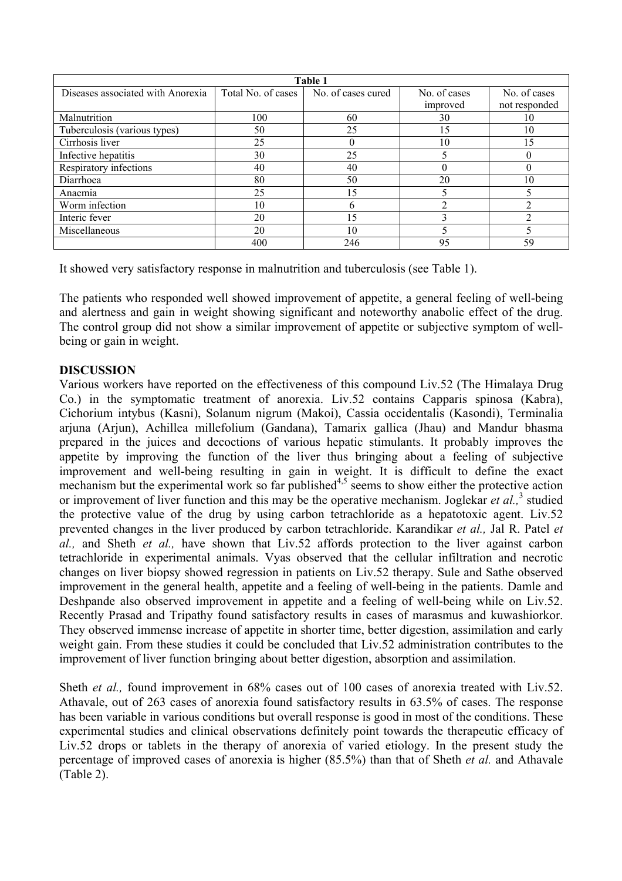| Table 1 | | | | |
|---|---|---|---|---|
| Diseases associated with Anorexia | Total No. of cases | No. of cases cured | No. of cases improved | No. of cases not responded |
| Malnutrition | 100 | 60 | 30 | 10 |
| Tuberculosis (various types) | 50 | 25 | 15 | 10 |
| Cirrhosis liver | 25 | 0 | 10 | 15 |
| Infective hepatitis | 30 | 25 | 5 | 0 |
| Respiratory infections | 40 | 40 | 0 | 0 |
| Diarrhoea | 80 | 50 | 20 | 10 |
| Anaemia | 25 | 15 | 5 | 5 |
| Worm infection | 10 | 6 | 2 | 2 |
| Interic fever | 20 | 15 | 3 | 2 |
| Miscellaneous | 20 | 10 | 5 | 5 |
| | 400 | 246 | 95 | 59 |

It showed very satisfactory response in malnutrition and tuberculosis (see Table 1).

The patients who responded well showed improvement of appetite, a general feeling of well-being and alertness and gain in weight showing significant and noteworthy anabolic effect of the drug. The control group did not show a similar improvement of appetite or subjective symptom of well-being or gain in weight.

## DISCUSSION

Various workers have reported on the effectiveness of this compound Liv.52 (The Himalaya Drug Co.) in the symptomatic treatment of anorexia. Liv.52 contains Capparis spinosa (Kabra), Cichorium intybus (Kasni), Solanum nigrum (Makoi), Cassia occidentalis (Kasondi), Terminalia arjuna (Arjun), Achillea millefolium (Gandana), Tamarix gallica (Jhau) and Mandur bhasma prepared in the juices and decoctions of various hepatic stimulants. It probably improves the appetite by improving the function of the liver thus bringing about a feeling of subjective improvement and well-being resulting in gain in weight. It is difficult to define the exact mechanism but the experimental work so far published[4,5] seems to show either the protective action or improvement of liver function and this may be the operative mechanism. Joglekar *et al.,*[3] studied the protective value of the drug by using carbon tetrachloride as a hepatotoxic agent. Liv.52 prevented changes in the liver produced by carbon tetrachloride. Karandikar *et al.,* Jal R. Patel *et al.,* and Sheth *et al.,* have shown that Liv.52 affords protection to the liver against carbon tetrachloride in experimental animals. Vyas observed that the cellular infiltration and necrotic changes on liver biopsy showed regression in patients on Liv.52 therapy. Sule and Sathe observed improvement in the general health, appetite and a feeling of well-being in the patients. Damle and Deshpande also observed improvement in appetite and a feeling of well-being while on Liv.52. Recently Prasad and Tripathy found satisfactory results in cases of marasmus and kuwashiorkor. They observed immense increase of appetite in shorter time, better digestion, assimilation and early weight gain. From these studies it could be concluded that Liv.52 administration contributes to the improvement of liver function bringing about better digestion, absorption and assimilation.

Sheth *et al.,* found improvement in 68% cases out of 100 cases of anorexia treated with Liv.52. Athavale, out of 263 cases of anorexia found satisfactory results in 63.5% of cases. The response has been variable in various conditions but overall response is good in most of the conditions. These experimental studies and clinical observations definitely point towards the therapeutic efficacy of Liv.52 drops or tablets in the therapy of anorexia of varied etiology. In the present study the percentage of improved cases of anorexia is higher (85.5%) than that of Sheth *et al.* and Athavale (Table 2).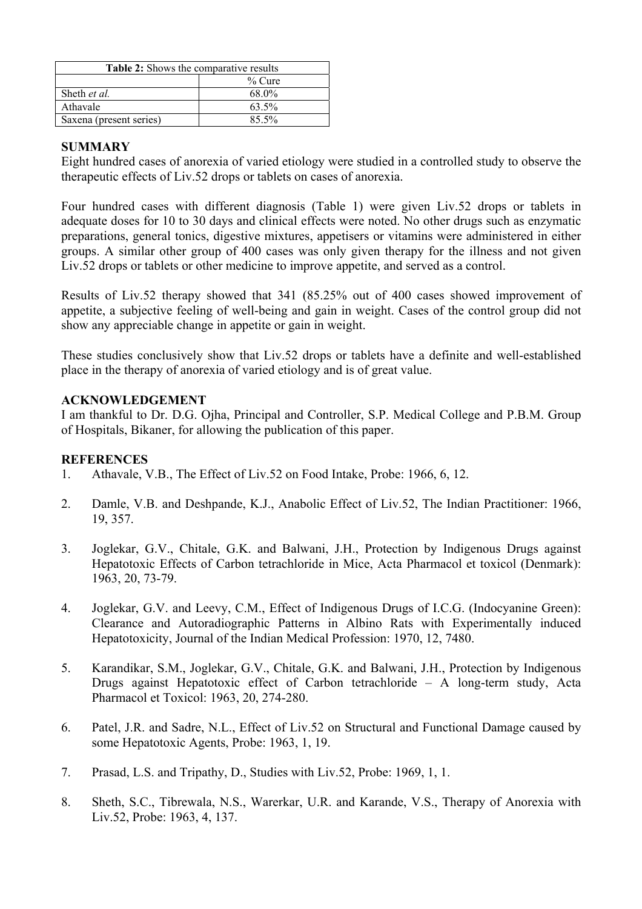| Table 2: Shows the comparative results | |
|---|---|
| | % Cure |
| Sheth *et al.* | 68.0% |
| Athavale | 63.5% |
| Saxena (present series) | 85.5% |

## SUMMARY

Eight hundred cases of anorexia of varied etiology were studied in a controlled study to observe the therapeutic effects of Liv.52 drops or tablets on cases of anorexia.

Four hundred cases with different diagnosis (Table 1) were given Liv.52 drops or tablets in adequate doses for 10 to 30 days and clinical effects were noted. No other drugs such as enzymatic preparations, general tonics, digestive mixtures, appetisers or vitamins were administered in either groups. A similar other group of 400 cases was only given therapy for the illness and not given Liv.52 drops or tablets or other medicine to improve appetite, and served as a control.

Results of Liv.52 therapy showed that 341 (85.25% out of 400 cases showed improvement of appetite, a subjective feeling of well-being and gain in weight. Cases of the control group did not show any appreciable change in appetite or gain in weight.

These studies conclusively show that Liv.52 drops or tablets have a definite and well-established place in the therapy of anorexia of varied etiology and is of great value.

## ACKNOWLEDGEMENT

I am thankful to Dr. D.G. Ojha, Principal and Controller, S.P. Medical College and P.B.M. Group of Hospitals, Bikaner, for allowing the publication of this paper.

## REFERENCES

1. Athavale, V.B., The Effect of Liv.52 on Food Intake, Probe: 1966, 6, 12.

2. Damle, V.B. and Deshpande, K.J., Anabolic Effect of Liv.52, The Indian Practitioner: 1966, 19, 357.

3. Joglekar, G.V., Chitale, G.K. and Balwani, J.H., Protection by Indigenous Drugs against Hepatotoxic Effects of Carbon tetrachloride in Mice, Acta Pharmacol et toxicol (Denmark): 1963, 20, 73-79.

4. Joglekar, G.V. and Leevy, C.M., Effect of Indigenous Drugs of I.C.G. (Indocyanine Green): Clearance and Autoradiographic Patterns in Albino Rats with Experimentally induced Hepatotoxicity, Journal of the Indian Medical Profession: 1970, 12, 7480.

5. Karandikar, S.M., Joglekar, G.V., Chitale, G.K. and Balwani, J.H., Protection by Indigenous Drugs against Hepatotoxic effect of Carbon tetrachloride – A long-term study, Acta Pharmacol et Toxicol: 1963, 20, 274-280.

6. Patel, J.R. and Sadre, N.L., Effect of Liv.52 on Structural and Functional Damage caused by some Hepatotoxic Agents, Probe: 1963, 1, 19.

7. Prasad, L.S. and Tripathy, D., Studies with Liv.52, Probe: 1969, 1, 1.

8. Sheth, S.C., Tibrewala, N.S., Warerkar, U.R. and Karande, V.S., Therapy of Anorexia with Liv.52, Probe: 1963, 4, 137.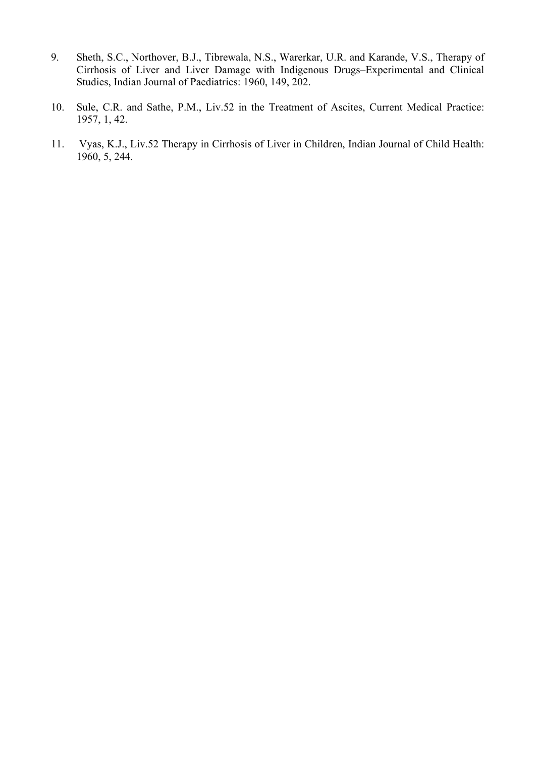9. Sheth, S.C., Northover, B.J., Tibrewala, N.S., Warerkar, U.R. and Karande, V.S., Therapy of Cirrhosis of Liver and Liver Damage with Indigenous Drugs–Experimental and Clinical Studies, Indian Journal of Paediatrics: 1960, 149, 202.

10. Sule, C.R. and Sathe, P.M., Liv.52 in the Treatment of Ascites, Current Medical Practice: 1957, 1, 42.

11. Vyas, K.J., Liv.52 Therapy in Cirrhosis of Liver in Children, Indian Journal of Child Health: 1960, 5, 244.